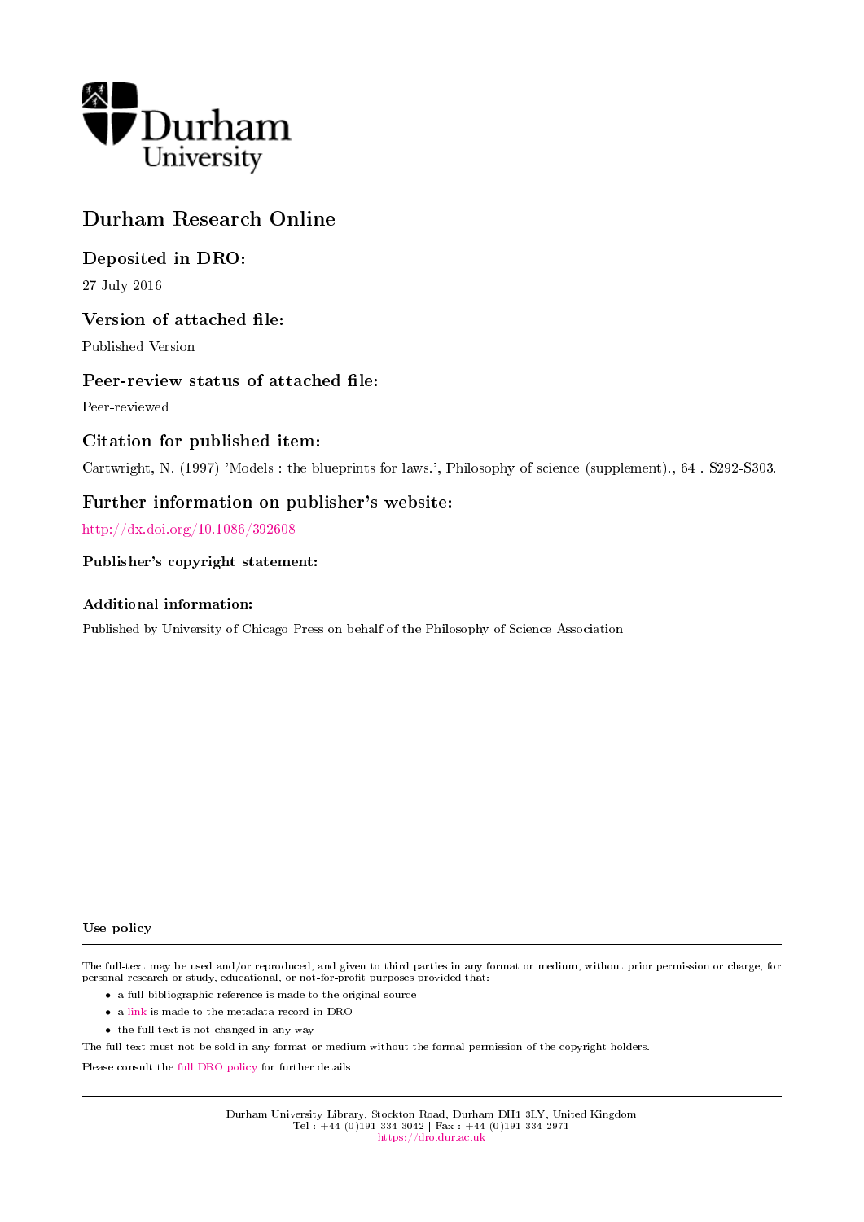Durham University

# Durham Research Online

## Deposited in DRO:

27 July 2016

## Version of attached file:

Published Version

## Peer-review status of attached file:

Peer-reviewed

## Citation for published item:

Cartwright, N. (1997) 'Models : the blueprints for laws.', Philosophy of science (supplement)., 64 . S292-S303.

## Further information on publisher's website:

http://dx.doi.org/10.1086/392608

### Publisher's copyright statement:

### Additional information:

Published by University of Chicago Press on behalf of the Philosophy of Science Association

### Use policy

The full-text may be used and/or reproduced, and given to third parties in any format or medium, without prior permission or charge, for personal research or study, educational, or not-for-profit purposes provided that:

- a full bibliographic reference is made to the original source
- a link is made to the metadata record in DRO
- the full-text is not changed in any way

The full-text must not be sold in any format or medium without the formal permission of the copyright holders.

Please consult the full DRO policy for further details.

Durham University Library, Stockton Road, Durham DH1 3LY, United Kingdom
Tel : +44 (0)191 334 3042 | Fax : +44 (0)191 334 2971
https://dro.dur.ac.uk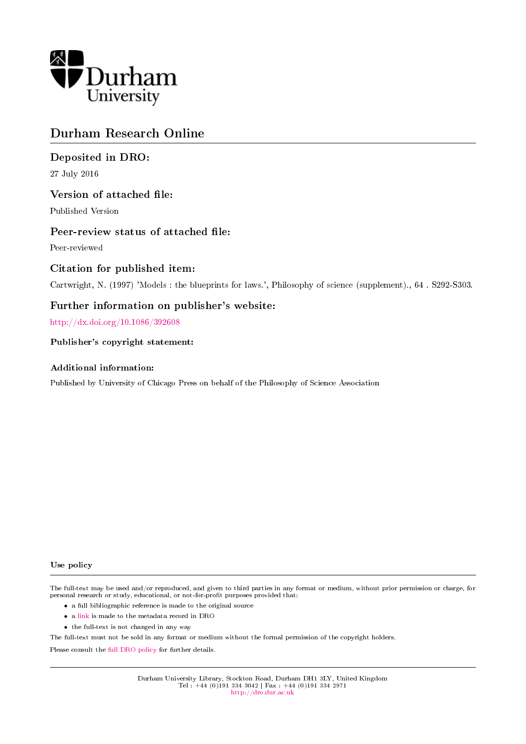# Durham Research Online

## Deposited in DRO:

27 July 2016

## Version of attached file:

Published Version

## Peer-review status of attached file:

Peer-reviewed

## Citation for published item:

Cartwright, N. (1997) 'Models : the blueprints for laws.', Philosophy of science (supplement)., 64 . S292-S303.

## Further information on publisher's website:

http://dx.doi.org/10.1086/392608

### Publisher's copyright statement:

### Additional information:

Published by University of Chicago Press on behalf of the Philosophy of Science Association

### Use policy

The full-text may be used and/or reproduced, and given to third parties in any format or medium, without prior permission or charge, for personal research or study, educational, or not-for-profit purposes provided that:

- a full bibliographic reference is made to the original source
- a link is made to the metadata record in DRO
- the full-text is not changed in any way

The full-text must not be sold in any format or medium without the formal permission of the copyright holders.

Please consult the full DRO policy for further details.

Durham University Library, Stockton Road, Durham DH1 3LY, United Kingdom
Tel : +44 (0)191 334 3042 | Fax : +44 (0)191 334 2971
http://dro.dur.ac.uk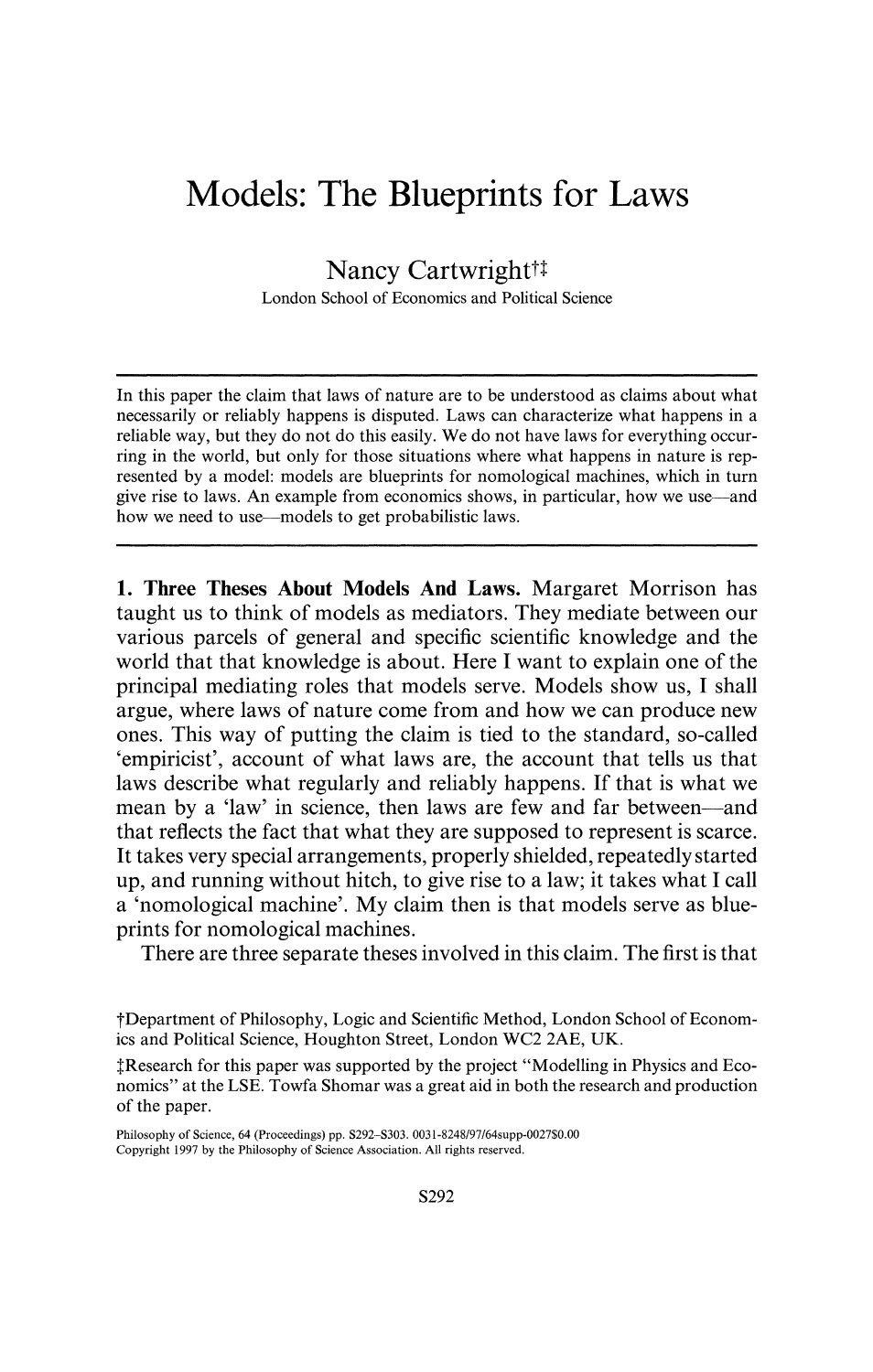# Models: The Blueprints for Laws

Nancy Cartwright†‡

London School of Economics and Political Science

In this paper the claim that laws of nature are to be understood as claims about what necessarily or reliably happens is disputed. Laws can characterize what happens in a reliable way, but they do not do this easily. We do not have laws for everything occurring in the world, but only for those situations where what happens in nature is represented by a model: models are blueprints for nomological machines, which in turn give rise to laws. An example from economics shows, in particular, how we use—and how we need to use—models to get probabilistic laws.

**1. Three Theses About Models And Laws.** Margaret Morrison has taught us to think of models as mediators. They mediate between our various parcels of general and specific scientific knowledge and the world that that knowledge is about. Here I want to explain one of the principal mediating roles that models serve. Models show us, I shall argue, where laws of nature come from and how we can produce new ones. This way of putting the claim is tied to the standard, so-called 'empiricist', account of what laws are, the account that tells us that laws describe what regularly and reliably happens. If that is what we mean by a 'law' in science, then laws are few and far between—and that reflects the fact that what they are supposed to represent is scarce. It takes very special arrangements, properly shielded, repeatedly started up, and running without hitch, to give rise to a law; it takes what I call a 'nomological machine'. My claim then is that models serve as blueprints for nomological machines.

There are three separate theses involved in this claim. The first is that

†Department of Philosophy, Logic and Scientific Method, London School of Economics and Political Science, Houghton Street, London WC2 2AE, UK.

‡Research for this paper was supported by the project "Modelling in Physics and Economics" at the LSE. Towfa Shomar was a great aid in both the research and production of the paper.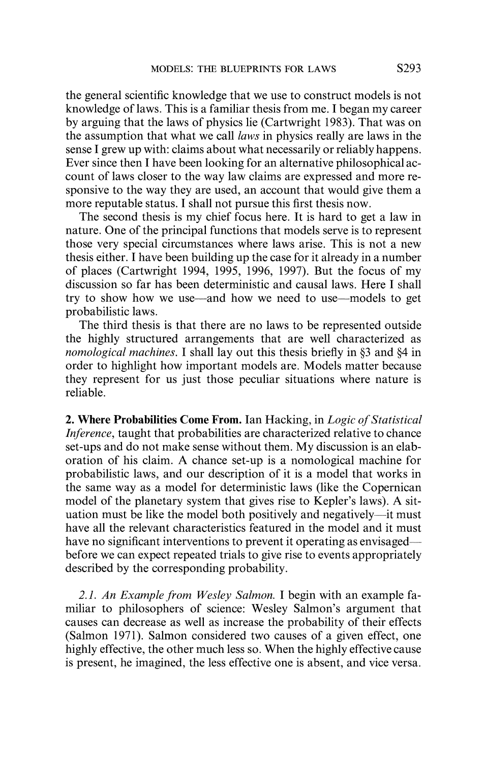the general scientific knowledge that we use to construct models is not knowledge of laws. This is a familiar thesis from me. I began my career by arguing that the laws of physics lie (Cartwright 1983). That was on the assumption that what we call *laws* in physics really are laws in the sense I grew up with: claims about what necessarily or reliably happens. Ever since then I have been looking for an alternative philosophical account of laws closer to the way law claims are expressed and more responsive to the way they are used, an account that would give them a more reputable status. I shall not pursue this first thesis now.

The second thesis is my chief focus here. It is hard to get a law in nature. One of the principal functions that models serve is to represent those very special circumstances where laws arise. This is not a new thesis either. I have been building up the case for it already in a number of places (Cartwright 1994, 1995, 1996, 1997). But the focus of my discussion so far has been deterministic and causal laws. Here I shall try to show how we use—and how we need to use—models to get probabilistic laws.

The third thesis is that there are no laws to be represented outside the highly structured arrangements that are well characterized as *nomological machines*. I shall lay out this thesis briefly in §3 and §4 in order to highlight how important models are. Models matter because they represent for us just those peculiar situations where nature is reliable.

**2. Where Probabilities Come From.** Ian Hacking, in *Logic of Statistical Inference*, taught that probabilities are characterized relative to chance set-ups and do not make sense without them. My discussion is an elaboration of his claim. A chance set-up is a nomological machine for probabilistic laws, and our description of it is a model that works in the same way as a model for deterministic laws (like the Copernican model of the planetary system that gives rise to Kepler's laws). A situation must be like the model both positively and negatively—it must have all the relevant characteristics featured in the model and it must have no significant interventions to prevent it operating as envisaged—before we can expect repeated trials to give rise to events appropriately described by the corresponding probability.

*2.1. An Example from Wesley Salmon.* I begin with an example familiar to philosophers of science: Wesley Salmon's argument that causes can decrease as well as increase the probability of their effects (Salmon 1971). Salmon considered two causes of a given effect, one highly effective, the other much less so. When the highly effective cause is present, he imagined, the less effective one is absent, and vice versa.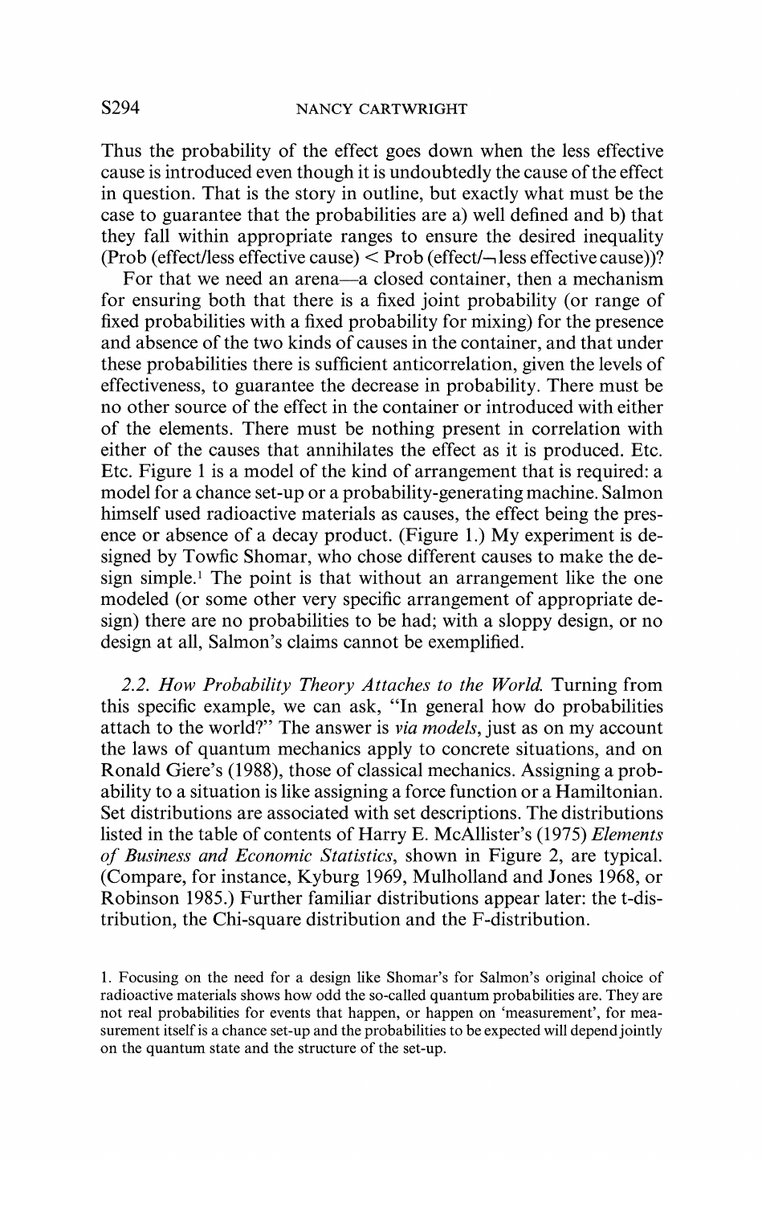Thus the probability of the effect goes down when the less effective cause is introduced even though it is undoubtedly the cause of the effect in question. That is the story in outline, but exactly what must be the case to guarantee that the probabilities are a) well defined and b) that they fall within appropriate ranges to ensure the desired inequality (Prob (effect/less effective cause) < Prob (effect/¬ less effective cause))?

For that we need an arena—a closed container, then a mechanism for ensuring both that there is a fixed joint probability (or range of fixed probabilities with a fixed probability for mixing) for the presence and absence of the two kinds of causes in the container, and that under these probabilities there is sufficient anticorrelation, given the levels of effectiveness, to guarantee the decrease in probability. There must be no other source of the effect in the container or introduced with either of the elements. There must be nothing present in correlation with either of the causes that annihilates the effect as it is produced. Etc. Etc. Figure 1 is a model of the kind of arrangement that is required: a model for a chance set-up or a probability-generating machine. Salmon himself used radioactive materials as causes, the effect being the presence or absence of a decay product. (Figure 1.) My experiment is designed by Towfic Shomar, who chose different causes to make the design simple.[1] The point is that without an arrangement like the one modeled (or some other very specific arrangement of appropriate design) there are no probabilities to be had; with a sloppy design, or no design at all, Salmon's claims cannot be exemplified.

2.2. *How Probability Theory Attaches to the World.* Turning from this specific example, we can ask, "In general how do probabilities attach to the world?" The answer is *via models*, just as on my account the laws of quantum mechanics apply to concrete situations, and on Ronald Giere's (1988), those of classical mechanics. Assigning a probability to a situation is like assigning a force function or a Hamiltonian. Set distributions are associated with set descriptions. The distributions listed in the table of contents of Harry E. McAllister's (1975) *Elements of Business and Economic Statistics*, shown in Figure 2, are typical. (Compare, for instance, Kyburg 1969, Mulholland and Jones 1968, or Robinson 1985.) Further familiar distributions appear later: the t-distribution, the Chi-square distribution and the F-distribution.

1. Focusing on the need for a design like Shomar's for Salmon's original choice of radioactive materials shows how odd the so-called quantum probabilities are. They are not real probabilities for events that happen, or happen on 'measurement', for measurement itself is a chance set-up and the probabilities to be expected will depend jointly on the quantum state and the structure of the set-up.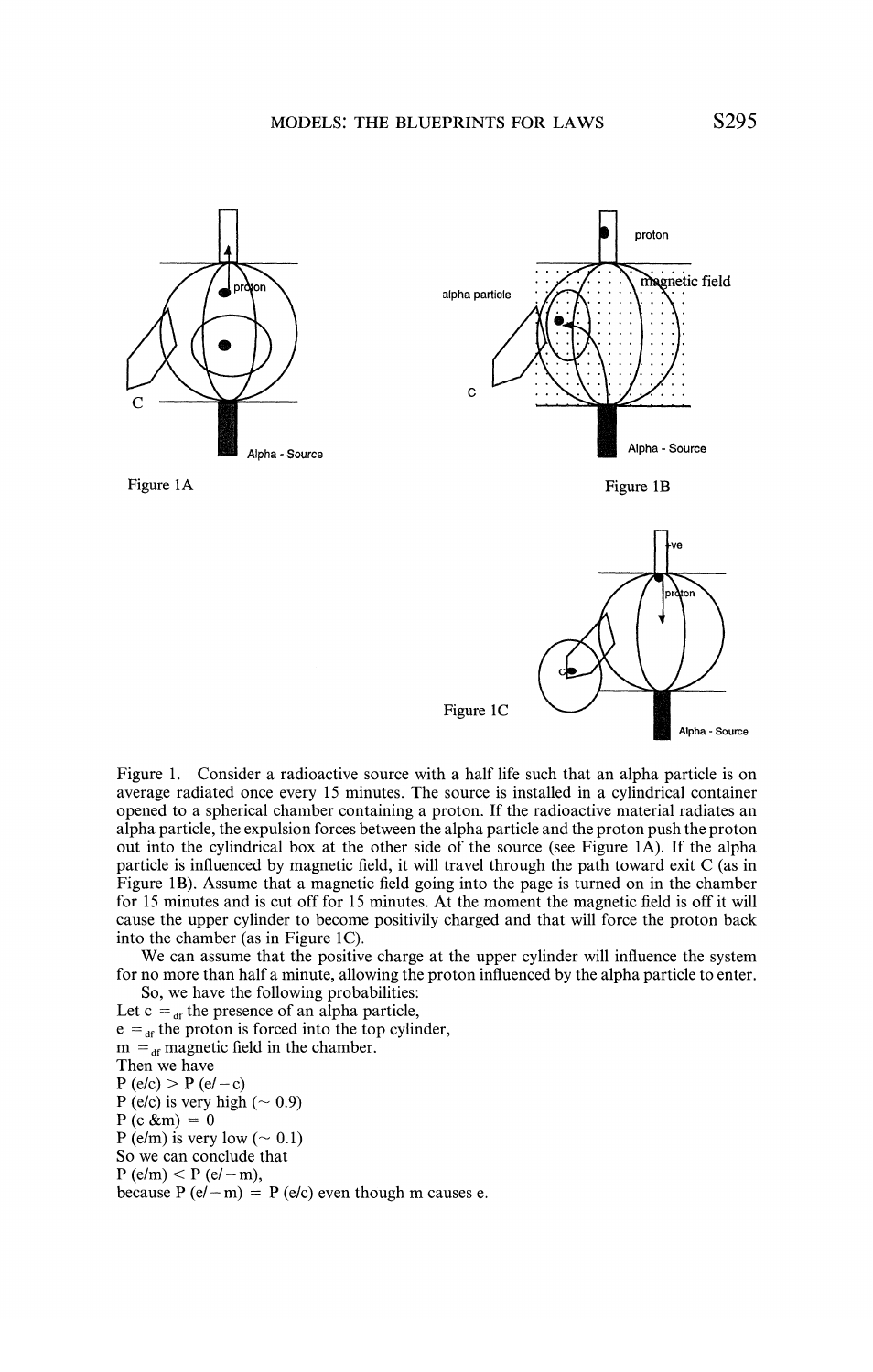Figure 1A

Figure 1B

Figure 1C

Figure 1. Consider a radioactive source with a half life such that an alpha particle is on average radiated once every 15 minutes. The source is installed in a cylindrical container opened to a spherical chamber containing a proton. If the radioactive material radiates an alpha particle, the expulsion forces between the alpha particle and the proton push the proton out into the cylindrical box at the other side of the source (see Figure 1A). If the alpha particle is influenced by magnetic field, it will travel through the path toward exit C (as in Figure 1B). Assume that a magnetic field going into the page is turned on in the chamber for 15 minutes and is cut off for 15 minutes. At the moment the magnetic field is off it will cause the upper cylinder to become positivily charged and that will force the proton back into the chamber (as in Figure 1C).

We can assume that the positive charge at the upper cylinder will influence the system for no more than half a minute, allowing the proton influenced by the alpha particle to enter.

So, we have the following probabilities:

Let c $=_{df}$ the presence of an alpha particle,
e $=_{df}$ the proton is forced into the top cylinder,
m $=_{df}$ magnetic field in the chamber.
Then we have
$P(e/c) > P(e/-c)$
$P(e/c)$ is very high ($\sim 0.9$)
$P(c\ \&m) = 0$
$P(e/m)$ is very low ($\sim 0.1$)
So we can conclude that
$P(e/m) < P(e/-m)$,
because $P(e/-m) = P(e/c)$ even though m causes e.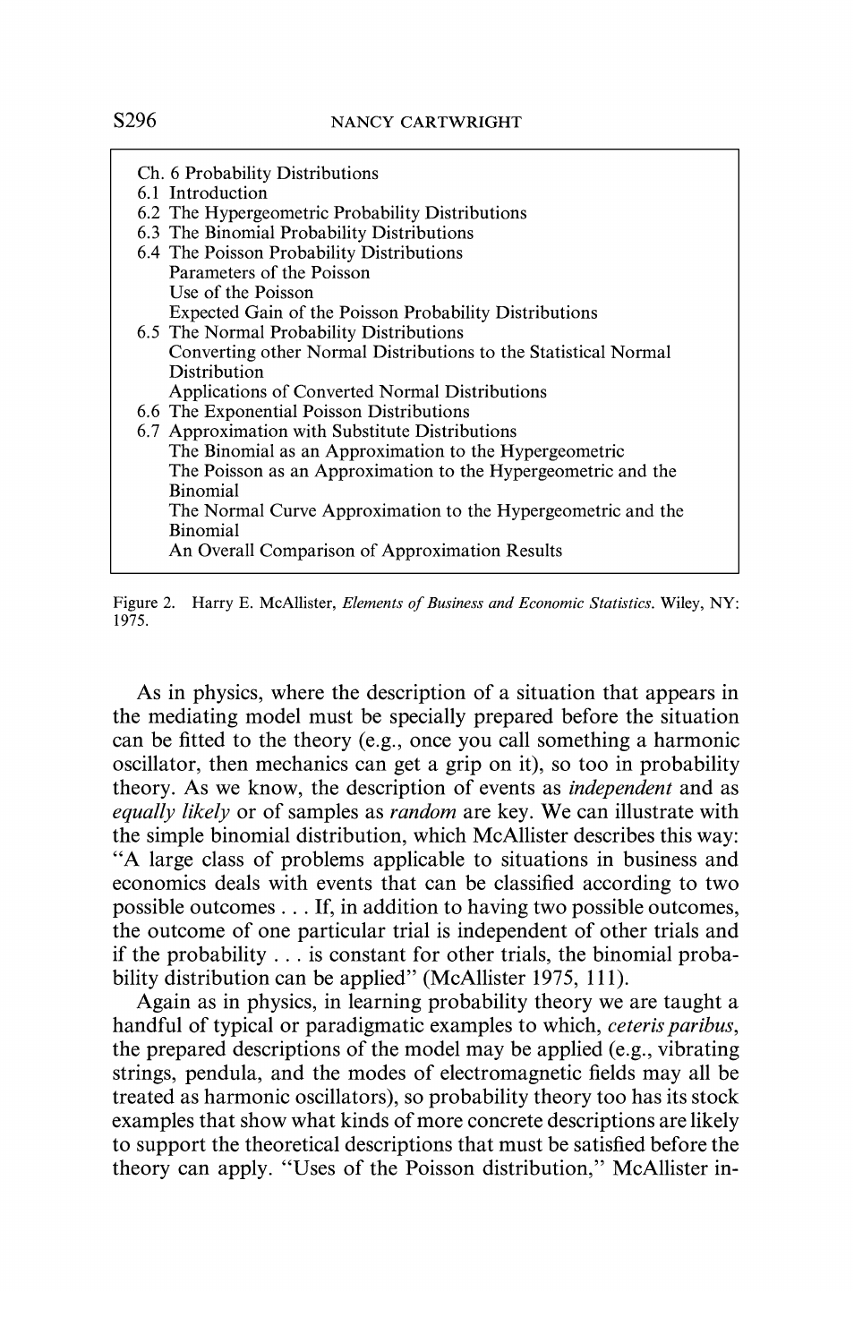Ch. 6 Probability Distributions
6.1 Introduction
6.2 The Hypergeometric Probability Distributions
6.3 The Binomial Probability Distributions
6.4 The Poisson Probability Distributions
  Parameters of the Poisson
  Use of the Poisson
  Expected Gain of the Poisson Probability Distributions
6.5 The Normal Probability Distributions
  Converting other Normal Distributions to the Statistical Normal Distribution
  Applications of Converted Normal Distributions
6.6 The Exponential Poisson Distributions
6.7 Approximation with Substitute Distributions
  The Binomial as an Approximation to the Hypergeometric
  The Poisson as an Approximation to the Hypergeometric and the Binomial
  The Normal Curve Approximation to the Hypergeometric and the Binomial
  An Overall Comparison of Approximation Results

Figure 2. Harry E. McAllister, *Elements of Business and Economic Statistics*. Wiley, NY: 1975.

As in physics, where the description of a situation that appears in the mediating model must be specially prepared before the situation can be fitted to the theory (e.g., once you call something a harmonic oscillator, then mechanics can get a grip on it), so too in probability theory. As we know, the description of events as *independent* and as *equally likely* or of samples as *random* are key. We can illustrate with the simple binomial distribution, which McAllister describes this way: "A large class of problems applicable to situations in business and economics deals with events that can be classified according to two possible outcomes . . . If, in addition to having two possible outcomes, the outcome of one particular trial is independent of other trials and if the probability . . . is constant for other trials, the binomial probability distribution can be applied" (McAllister 1975, 111).

Again as in physics, in learning probability theory we are taught a handful of typical or paradigmatic examples to which, *ceteris paribus*, the prepared descriptions of the model may be applied (e.g., vibrating strings, pendula, and the modes of electromagnetic fields may all be treated as harmonic oscillators), so probability theory too has its stock examples that show what kinds of more concrete descriptions are likely to support the theoretical descriptions that must be satisfied before the theory can apply. "Uses of the Poisson distribution," McAllister in-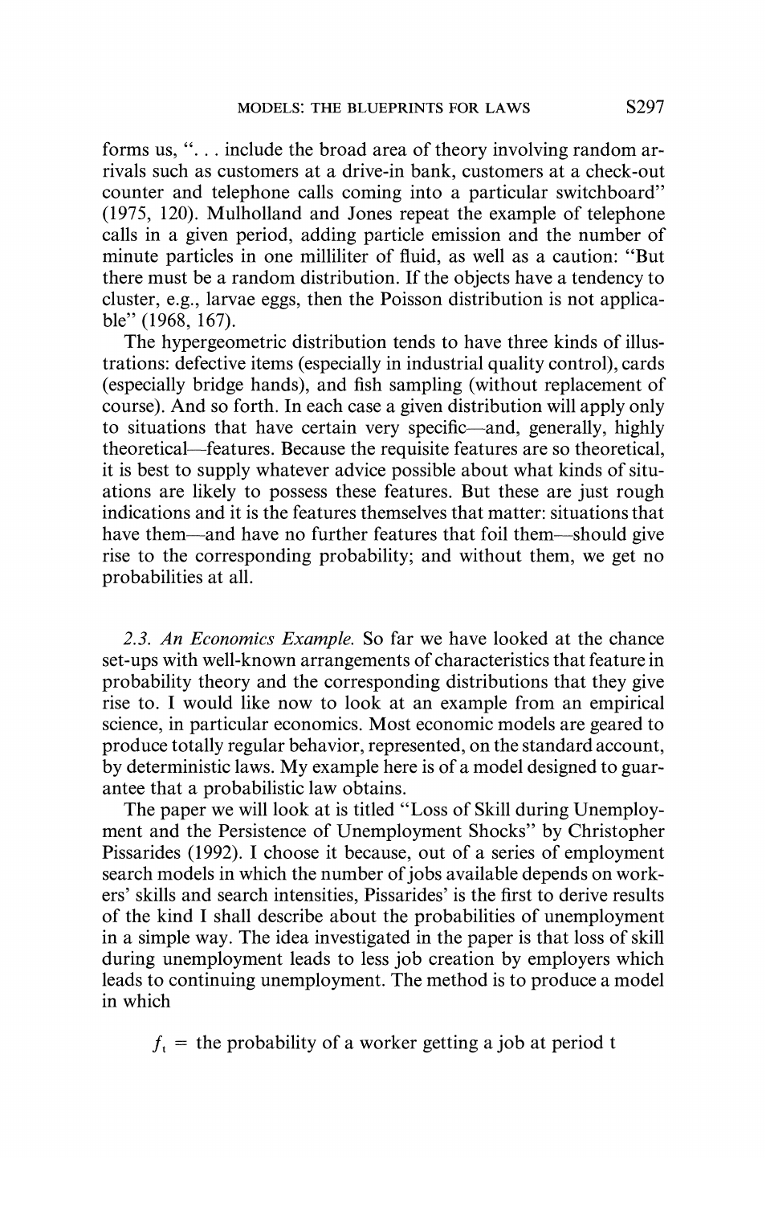forms us, "... include the broad area of theory involving random arrivals such as customers at a drive-in bank, customers at a check-out counter and telephone calls coming into a particular switchboard" (1975, 120). Mulholland and Jones repeat the example of telephone calls in a given period, adding particle emission and the number of minute particles in one milliliter of fluid, as well as a caution: "But there must be a random distribution. If the objects have a tendency to cluster, e.g., larvae eggs, then the Poisson distribution is not applicable" (1968, 167).

The hypergeometric distribution tends to have three kinds of illustrations: defective items (especially in industrial quality control), cards (especially bridge hands), and fish sampling (without replacement of course). And so forth. In each case a given distribution will apply only to situations that have certain very specific—and, generally, highly theoretical—features. Because the requisite features are so theoretical, it is best to supply whatever advice possible about what kinds of situations are likely to possess these features. But these are just rough indications and it is the features themselves that matter: situations that have them—and have no further features that foil them—should give rise to the corresponding probability; and without them, we get no probabilities at all.

*2.3. An Economics Example.* So far we have looked at the chance set-ups with well-known arrangements of characteristics that feature in probability theory and the corresponding distributions that they give rise to. I would like now to look at an example from an empirical science, in particular economics. Most economic models are geared to produce totally regular behavior, represented, on the standard account, by deterministic laws. My example here is of a model designed to guarantee that a probabilistic law obtains.

The paper we will look at is titled "Loss of Skill during Unemployment and the Persistence of Unemployment Shocks" by Christopher Pissarides (1992). I choose it because, out of a series of employment search models in which the number of jobs available depends on workers' skills and search intensities, Pissarides' is the first to derive results of the kind I shall describe about the probabilities of unemployment in a simple way. The idea investigated in the paper is that loss of skill during unemployment leads to less job creation by employers which leads to continuing unemployment. The method is to produce a model in which

$$f_t = \text{the probability of a worker getting a job at period t}$$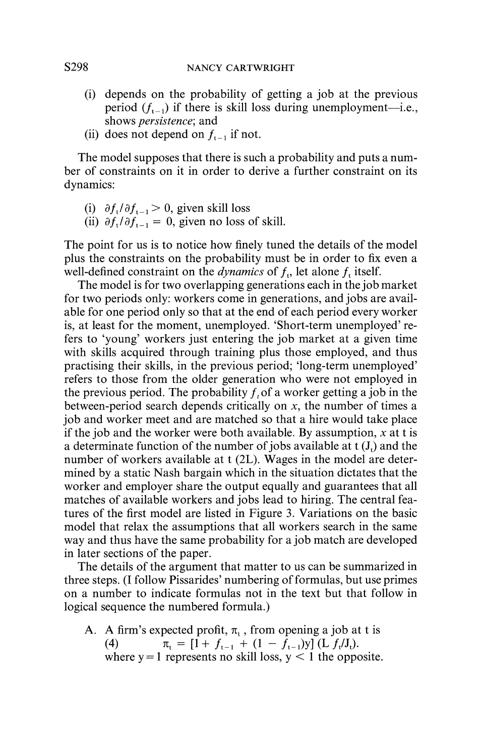(i) depends on the probability of getting a job at the previous period ($f_{t-1}$) if there is skill loss during unemployment—i.e., shows *persistence*; and
(ii) does not depend on $f_{t-1}$ if not.

The model supposes that there is such a probability and puts a number of constraints on it in order to derive a further constraint on its dynamics:

(i) $\partial f_t / \partial f_{t-1} > 0$, given skill loss
(ii) $\partial f_t / \partial f_{t-1} = 0$, given no loss of skill.

The point for us is to notice how finely tuned the details of the model plus the constraints on the probability must be in order to fix even a well-defined constraint on the *dynamics* of $f_t$, let alone $f_t$ itself.

The model is for two overlapping generations each in the job market for two periods only: workers come in generations, and jobs are available for one period only so that at the end of each period every worker is, at least for the moment, unemployed. 'Short-term unemployed' refers to 'young' workers just entering the job market at a given time with skills acquired through training plus those employed, and thus practising their skills, in the previous period; 'long-term unemployed' refers to those from the older generation who were not employed in the previous period. The probability $f_t$ of a worker getting a job in the between-period search depends critically on $x$, the number of times a job and worker meet and are matched so that a hire would take place if the job and the worker were both available. By assumption, $x$ at t is a determinate function of the number of jobs available at t ($J_t$) and the number of workers available at t (2L). Wages in the model are determined by a static Nash bargain which in the situation dictates that the worker and employer share the output equally and guarantees that all matches of available workers and jobs lead to hiring. The central features of the first model are listed in Figure 3. Variations on the basic model that relax the assumptions that all workers search in the same way and thus have the same probability for a job match are developed in later sections of the paper.

The details of the argument that matter to us can be summarized in three steps. (I follow Pissarides' numbering of formulas, but use primes on a number to indicate formulas not in the text but that follow in logical sequence the numbered formula.)

A. A firm's expected profit, $\pi_t$, from opening a job at t is

(4) $$\pi_t = [1 + f_{t-1} + (1 - f_{t-1})y]\,(L\, f_t/J_t).$$

where y = 1 represents no skill loss, y < 1 the opposite.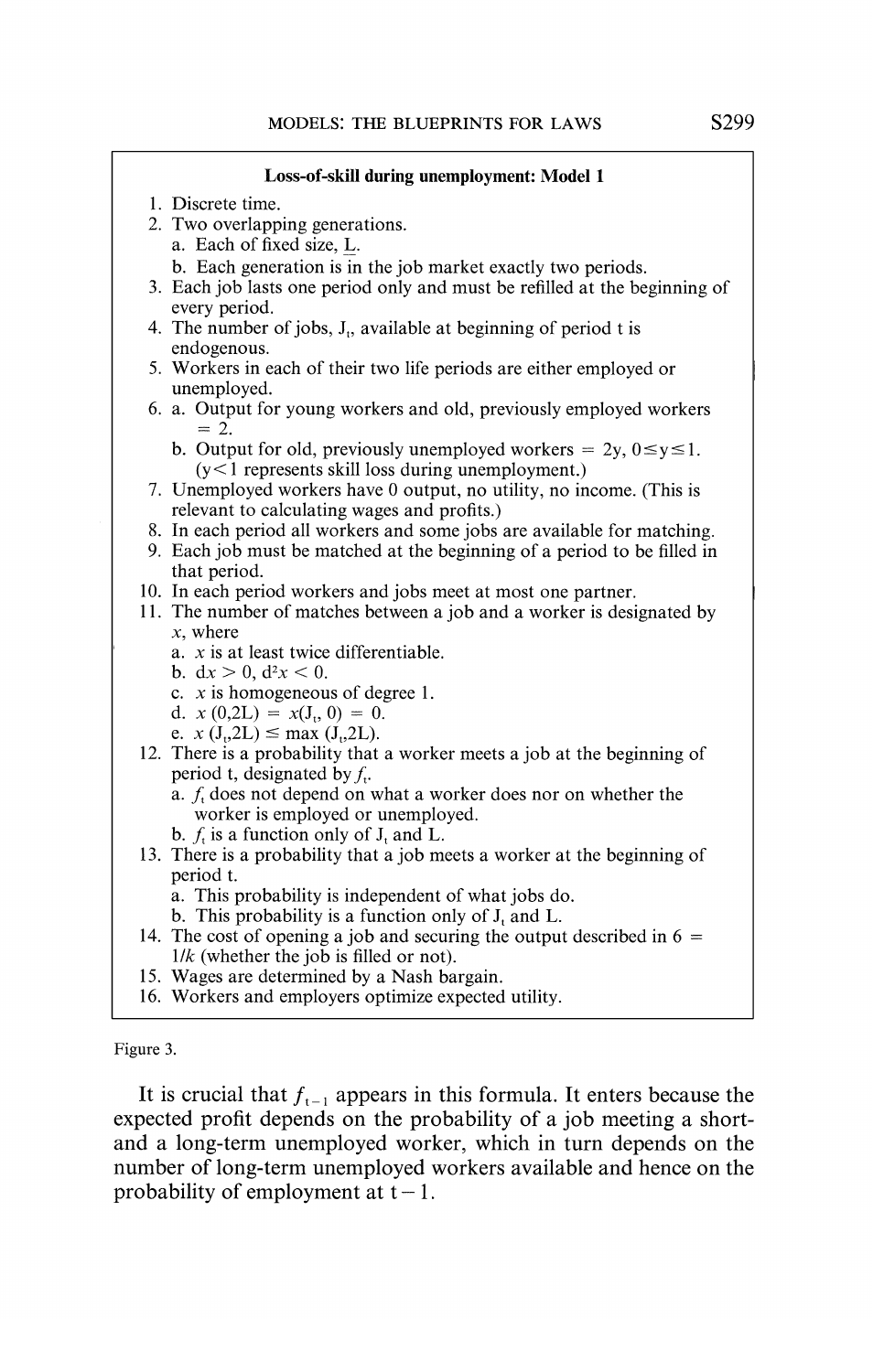**Loss-of-skill during unemployment: Model 1**

1. Discrete time.
2. Two overlapping generations.
   a. Each of fixed size, L.
   b. Each generation is in the job market exactly two periods.
3. Each job lasts one period only and must be refilled at the beginning of every period.
4. The number of jobs, $J_t$, available at beginning of period t is endogenous.
5. Workers in each of their two life periods are either employed or unemployed.
6. a. Output for young workers and old, previously employed workers $= 2$.
   b. Output for old, previously unemployed workers $= 2y$, $0 \leq y \leq 1$. ($y < 1$ represents skill loss during unemployment.)
7. Unemployed workers have 0 output, no utility, no income. (This is relevant to calculating wages and profits.)
8. In each period all workers and some jobs are available for matching.
9. Each job must be matched at the beginning of a period to be filled in that period.
10. In each period workers and jobs meet at most one partner.
11. The number of matches between a job and a worker is designated by $x$, where
    a. $x$ is at least twice differentiable.
    b. $dx > 0$, $d^2x < 0$.
    c. $x$ is homogeneous of degree 1.
    d. $x(0,2L) = x(J_t, 0) = 0$.
    e. $x(J_t,2L) \leq \max(J_t,2L)$.
12. There is a probability that a worker meets a job at the beginning of period t, designated by $f_t$.
    a. $f_t$ does not depend on what a worker does nor on whether the worker is employed or unemployed.
    b. $f_t$ is a function only of $J_t$ and L.
13. There is a probability that a job meets a worker at the beginning of period t.
    a. This probability is independent of what jobs do.
    b. This probability is a function only of $J_t$ and L.
14. The cost of opening a job and securing the output described in 6 $= 1/k$ (whether the job is filled or not).
15. Wages are determined by a Nash bargain.
16. Workers and employers optimize expected utility.

Figure 3.

It is crucial that $f_{t-1}$ appears in this formula. It enters because the expected profit depends on the probability of a job meeting a short- and a long-term unemployed worker, which in turn depends on the number of long-term unemployed workers available and hence on the probability of employment at $t-1$.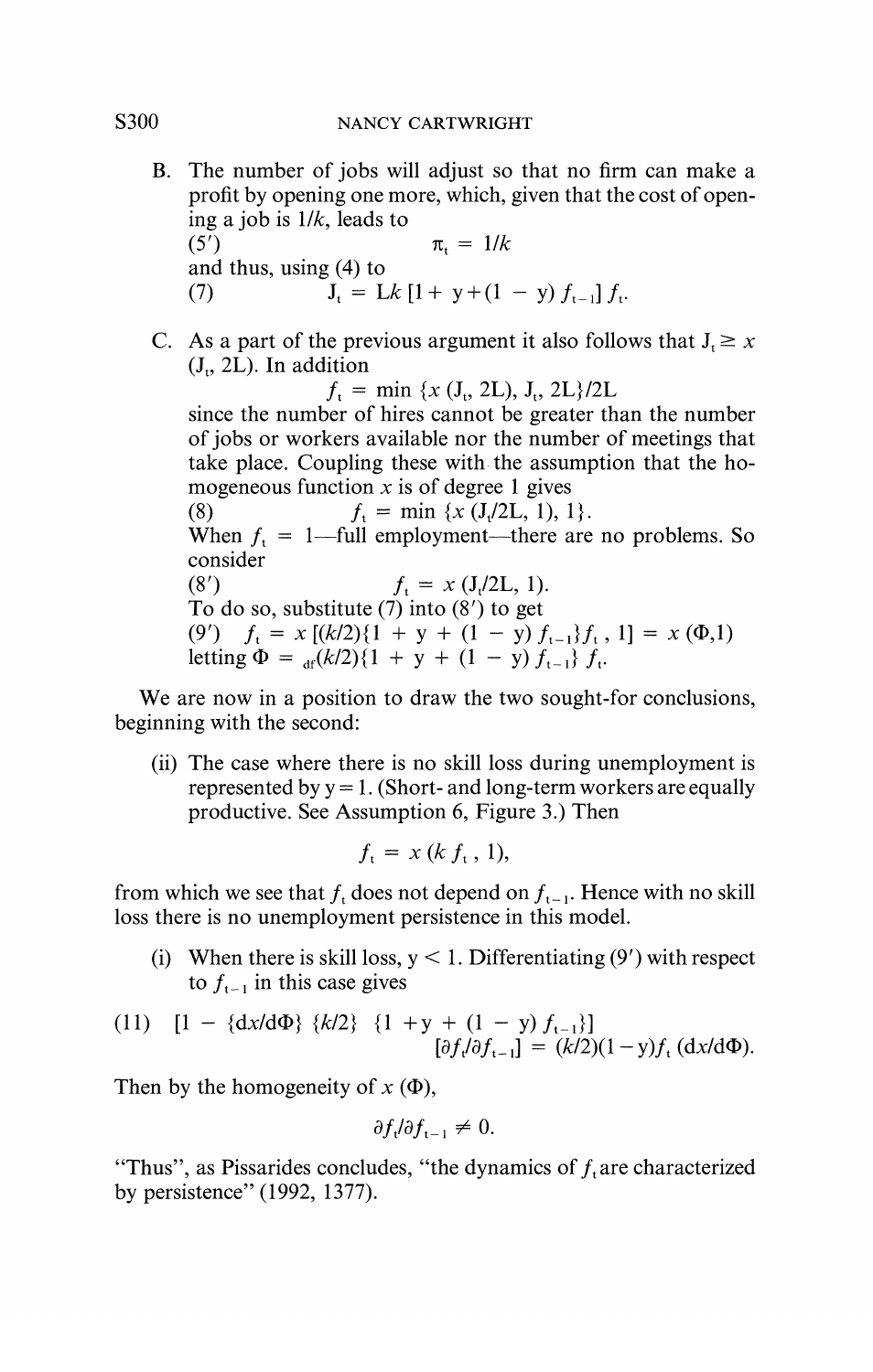B. The number of jobs will adjust so that no firm can make a profit by opening one more, which, given that the cost of opening a job is $1/k$, leads to

$$(5') \qquad \pi_t = 1/k$$

and thus, using (4) to

$$(7) \qquad J_t = Lk\,[1 + y + (1 - y)\, f_{t-1}]\, f_t.$$

C. As a part of the previous argument it also follows that $J_t \geq x\,(J_t, 2L)$. In addition

$$f_t = \min\{x\,(J_t, 2L), J_t, 2L\}/2L$$

since the number of hires cannot be greater than the number of jobs or workers available nor the number of meetings that take place. Coupling these with the assumption that the homogeneous function $x$ is of degree 1 gives

$$(8) \qquad f_t = \min\{x\,(J_t/2L, 1), 1\}.$$

When $f_t = 1$—full employment—there are no problems. So consider

$$(8') \qquad f_t = x\,(J_t/2L, 1).$$

To do so, substitute (7) into (8′) to get

$$(9') \quad f_t = x\,[(k/2)\{1 + y + (1 - y)\, f_{t-1}\} f_t\,,\, 1] = x\,(\Phi, 1)$$

letting $\Phi =_{df} (k/2)\{1 + y + (1 - y)\, f_{t-1}\}\, f_t$.

We are now in a position to draw the two sought-for conclusions, beginning with the second:

(ii) The case where there is no skill loss during unemployment is represented by $y = 1$. (Short- and long-term workers are equally productive. See Assumption 6, Figure 3.) Then

$$f_t = x\,(k\, f_t\,, 1),$$

from which we see that $f_t$ does not depend on $f_{t-1}$. Hence with no skill loss there is no unemployment persistence in this model.

(i) When there is skill loss, $y < 1$. Differentiating (9′) with respect to $f_{t-1}$ in this case gives

$$(11) \quad [1 - \{dx/d\Phi\}\,\{k/2\}\,\{1 + y + (1 - y)\, f_{t-1}\}]\,[\partial f_t/\partial f_{t-1}] = (k/2)(1 - y) f_t\,(dx/d\Phi).$$

Then by the homogeneity of $x\,(\Phi)$,

$$\partial f_t/\partial f_{t-1} \neq 0.$$

"Thus", as Pissarides concludes, "the dynamics of $f_t$ are characterized by persistence" (1992, 1377).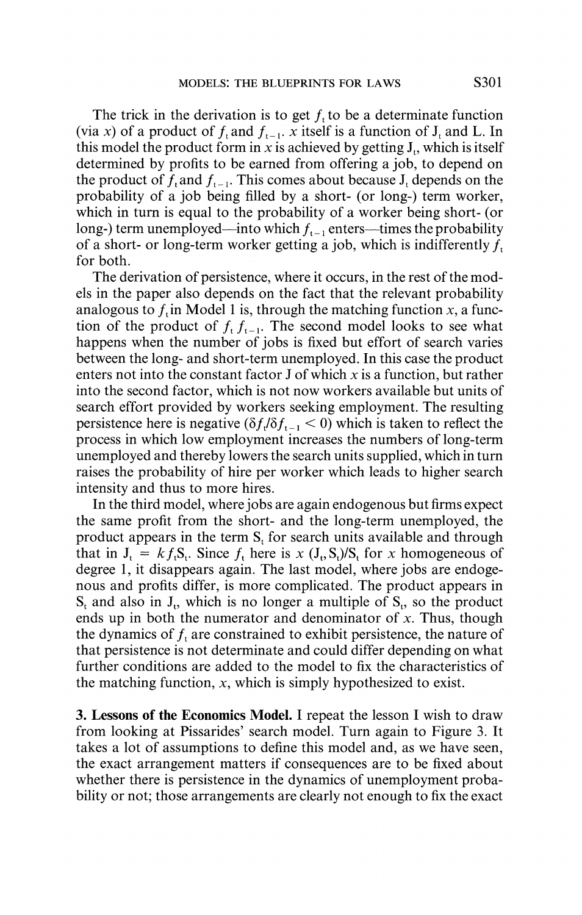The trick in the derivation is to get $f_t$ to be a determinate function (via $x$) of a product of $f_t$ and $f_{t-1}$. $x$ itself is a function of $J_t$ and L. In this model the product form in $x$ is achieved by getting $J_t$, which is itself determined by profits to be earned from offering a job, to depend on the product of $f_t$ and $f_{t-1}$. This comes about because $J_t$ depends on the probability of a job being filled by a short- (or long-) term worker, which in turn is equal to the probability of a worker being short- (or long-) term unemployed—into which $f_{t-1}$ enters—times the probability of a short- or long-term worker getting a job, which is indifferently $f_t$ for both.

The derivation of persistence, where it occurs, in the rest of the models in the paper also depends on the fact that the relevant probability analogous to $f_t$ in Model 1 is, through the matching function $x$, a function of the product of $f_t\, f_{t-1}$. The second model looks to see what happens when the number of jobs is fixed but effort of search varies between the long- and short-term unemployed. In this case the product enters not into the constant factor J of which $x$ is a function, but rather into the second factor, which is not now workers available but units of search effort provided by workers seeking employment. The resulting persistence here is negative ($\delta f_t/\delta f_{t-1} < 0$) which is taken to reflect the process in which low employment increases the numbers of long-term unemployed and thereby lowers the search units supplied, which in turn raises the probability of hire per worker which leads to higher search intensity and thus to more hires.

In the third model, where jobs are again endogenous but firms expect the same profit from the short- and the long-term unemployed, the product appears in the term $S_t$ for search units available and through that in $J_t = kf_tS_t$. Since $f_t$ here is $x(J_t, S_t)/S_t$ for $x$ homogeneous of degree 1, it disappears again. The last model, where jobs are endogenous and profits differ, is more complicated. The product appears in $S_t$ and also in $J_t$, which is no longer a multiple of $S_t$, so the product ends up in both the numerator and denominator of $x$. Thus, though the dynamics of $f_t$ are constrained to exhibit persistence, the nature of that persistence is not determinate and could differ depending on what further conditions are added to the model to fix the characteristics of the matching function, $x$, which is simply hypothesized to exist.

**3. Lessons of the Economics Model.** I repeat the lesson I wish to draw from looking at Pissarides' search model. Turn again to Figure 3. It takes a lot of assumptions to define this model and, as we have seen, the exact arrangement matters if consequences are to be fixed about whether there is persistence in the dynamics of unemployment probability or not; those arrangements are clearly not enough to fix the exact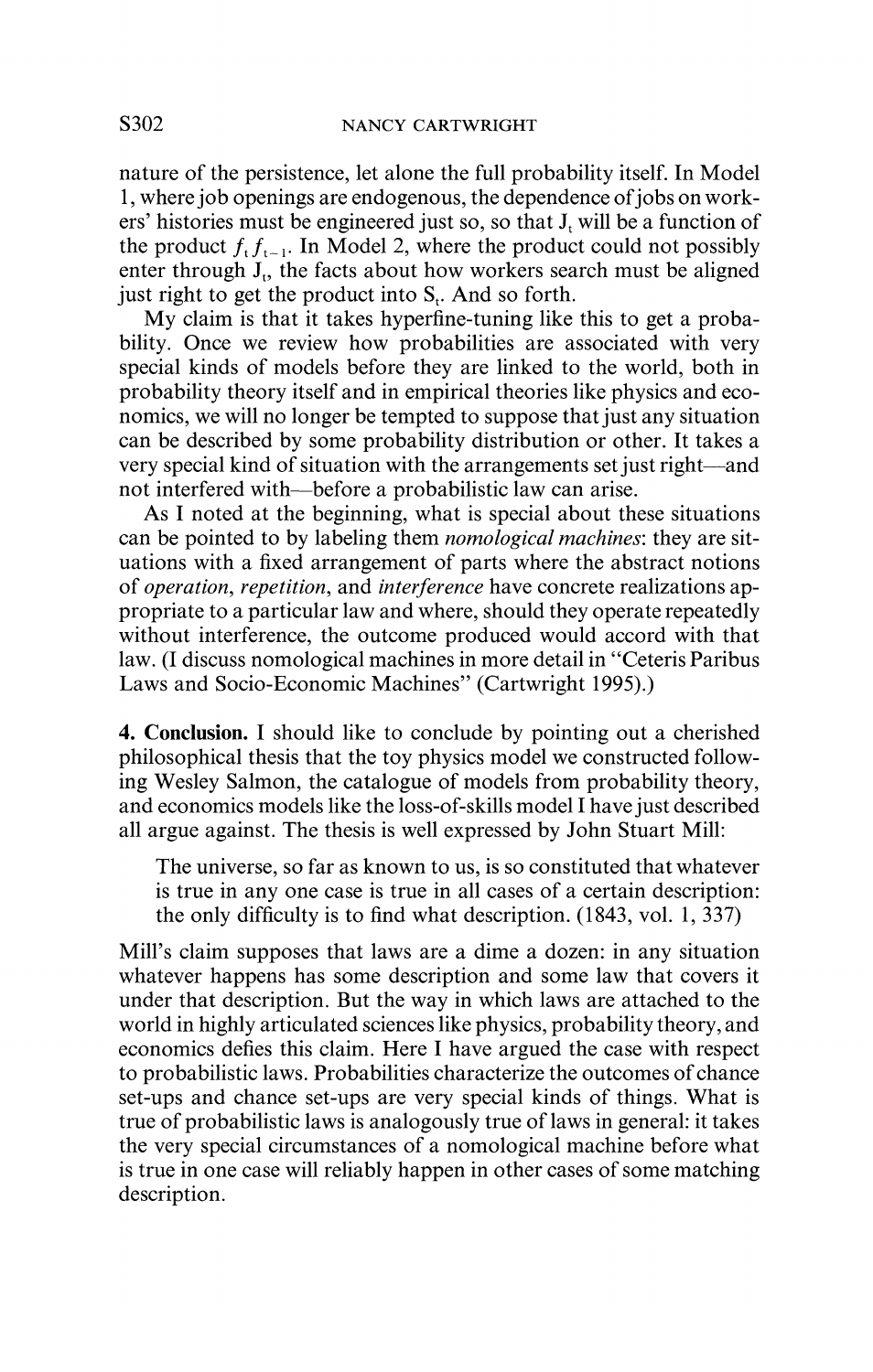nature of the persistence, let alone the full probability itself. In Model 1, where job openings are endogenous, the dependence of jobs on workers' histories must be engineered just so, so that $J_t$ will be a function of the product $f_t f_{t-1}$. In Model 2, where the product could not possibly enter through $J_t$, the facts about how workers search must be aligned just right to get the product into $S_t$. And so forth.

My claim is that it takes hyperfine-tuning like this to get a probability. Once we review how probabilities are associated with very special kinds of models before they are linked to the world, both in probability theory itself and in empirical theories like physics and economics, we will no longer be tempted to suppose that just any situation can be described by some probability distribution or other. It takes a very special kind of situation with the arrangements set just right—and not interfered with—before a probabilistic law can arise.

As I noted at the beginning, what is special about these situations can be pointed to by labeling them *nomological machines*: they are situations with a fixed arrangement of parts where the abstract notions of *operation*, *repetition*, and *interference* have concrete realizations appropriate to a particular law and where, should they operate repeatedly without interference, the outcome produced would accord with that law. (I discuss nomological machines in more detail in "Ceteris Paribus Laws and Socio-Economic Machines" (Cartwright 1995).)

**4. Conclusion.** I should like to conclude by pointing out a cherished philosophical thesis that the toy physics model we constructed following Wesley Salmon, the catalogue of models from probability theory, and economics models like the loss-of-skills model I have just described all argue against. The thesis is well expressed by John Stuart Mill:

> The universe, so far as known to us, is so constituted that whatever is true in any one case is true in all cases of a certain description: the only difficulty is to find what description. (1843, vol. 1, 337)

Mill's claim supposes that laws are a dime a dozen: in any situation whatever happens has some description and some law that covers it under that description. But the way in which laws are attached to the world in highly articulated sciences like physics, probability theory, and economics defies this claim. Here I have argued the case with respect to probabilistic laws. Probabilities characterize the outcomes of chance set-ups and chance set-ups are very special kinds of things. What is true of probabilistic laws is analogously true of laws in general: it takes the very special circumstances of a nomological machine before what is true in one case will reliably happen in other cases of some matching description.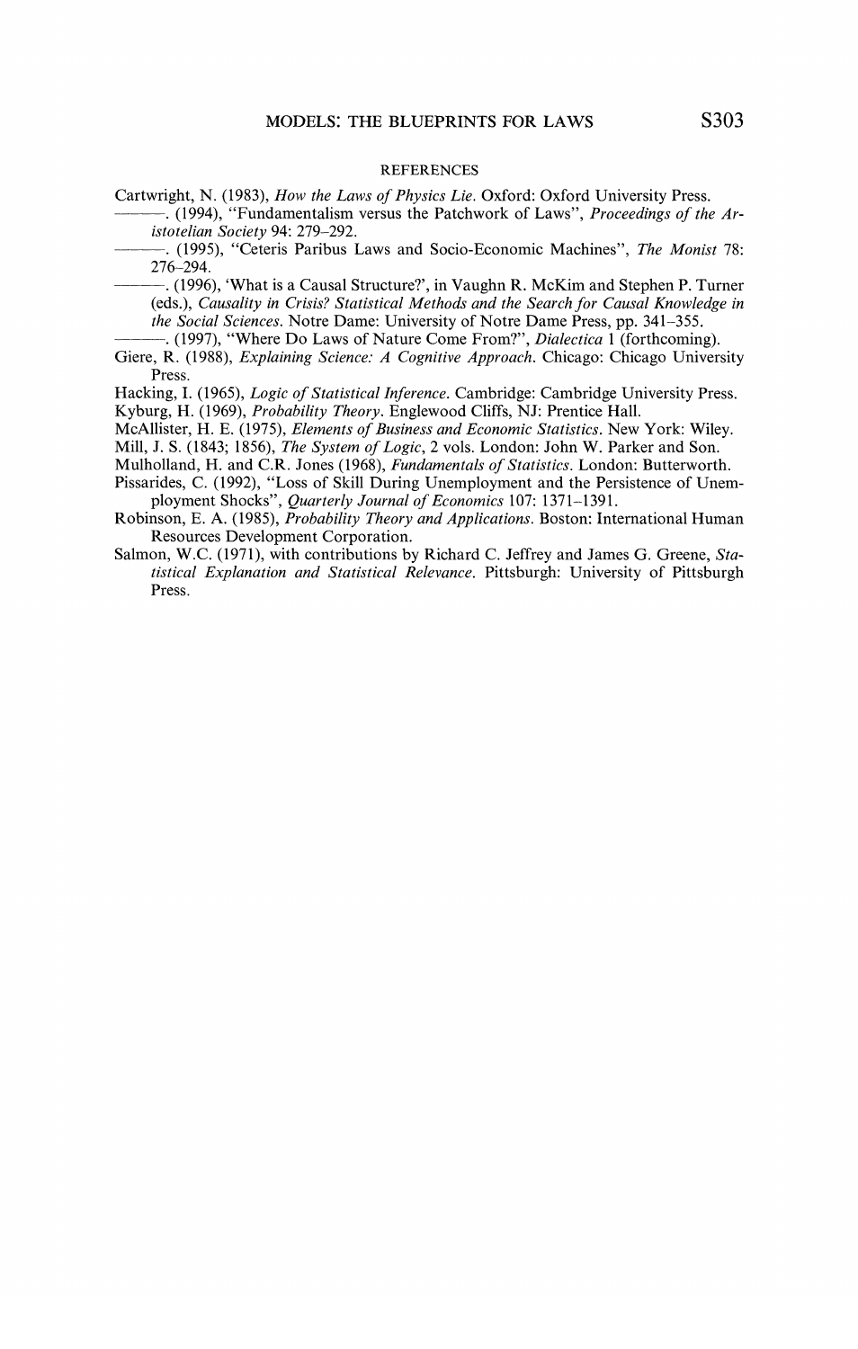## REFERENCES

Cartwright, N. (1983), *How the Laws of Physics Lie*. Oxford: Oxford University Press.

———. (1994), "Fundamentalism versus the Patchwork of Laws", *Proceedings of the Aristotelian Society* 94: 279–292.

———. (1995), "Ceteris Paribus Laws and Socio-Economic Machines", *The Monist* 78: 276–294.

———. (1996), 'What is a Causal Structure?', in Vaughn R. McKim and Stephen P. Turner (eds.), *Causality in Crisis? Statistical Methods and the Search for Causal Knowledge in the Social Sciences*. Notre Dame: University of Notre Dame Press, pp. 341–355.

———. (1997), "Where Do Laws of Nature Come From?", *Dialectica* 1 (forthcoming).

Giere, R. (1988), *Explaining Science: A Cognitive Approach*. Chicago: Chicago University Press.

Hacking, I. (1965), *Logic of Statistical Inference*. Cambridge: Cambridge University Press.

Kyburg, H. (1969), *Probability Theory*. Englewood Cliffs, NJ: Prentice Hall.

McAllister, H. E. (1975), *Elements of Business and Economic Statistics*. New York: Wiley.

Mill, J. S. (1843; 1856), *The System of Logic*, 2 vols. London: John W. Parker and Son.

Mulholland, H. and C.R. Jones (1968), *Fundamentals of Statistics*. London: Butterworth.

Pissarides, C. (1992), "Loss of Skill During Unemployment and the Persistence of Unemployment Shocks", *Quarterly Journal of Economics* 107: 1371–1391.

Robinson, E. A. (1985), *Probability Theory and Applications*. Boston: International Human Resources Development Corporation.

Salmon, W.C. (1971), with contributions by Richard C. Jeffrey and James G. Greene, *Statistical Explanation and Statistical Relevance*. Pittsburgh: University of Pittsburgh Press.